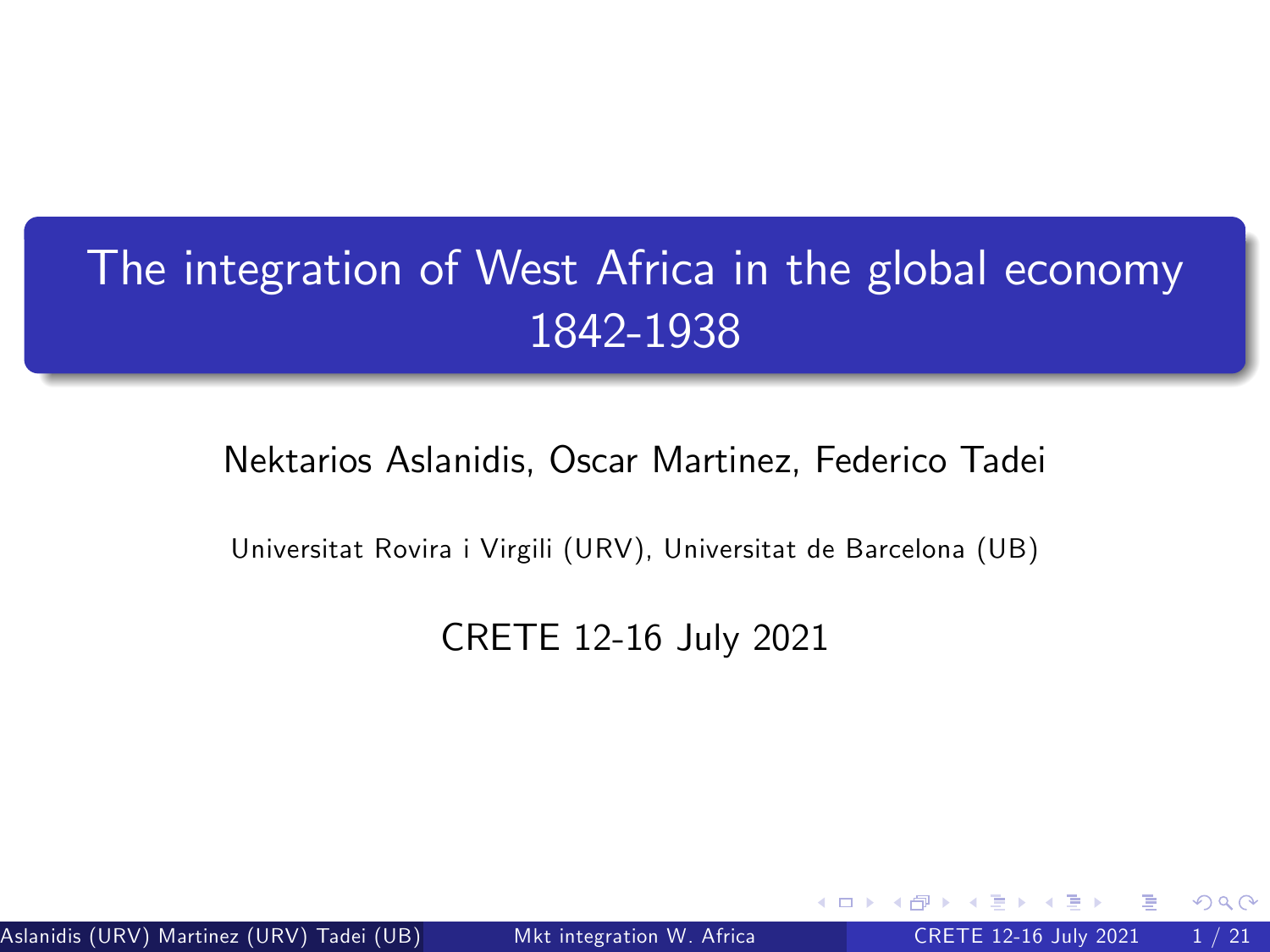# The integration of West Africa in the global economy 1842-1938

Nektarios Aslanidis, Oscar Martinez, Federico Tadei

Universitat Rovira i Virgili (URV), Universitat de Barcelona (UB)

CRETE 12-16 July 2021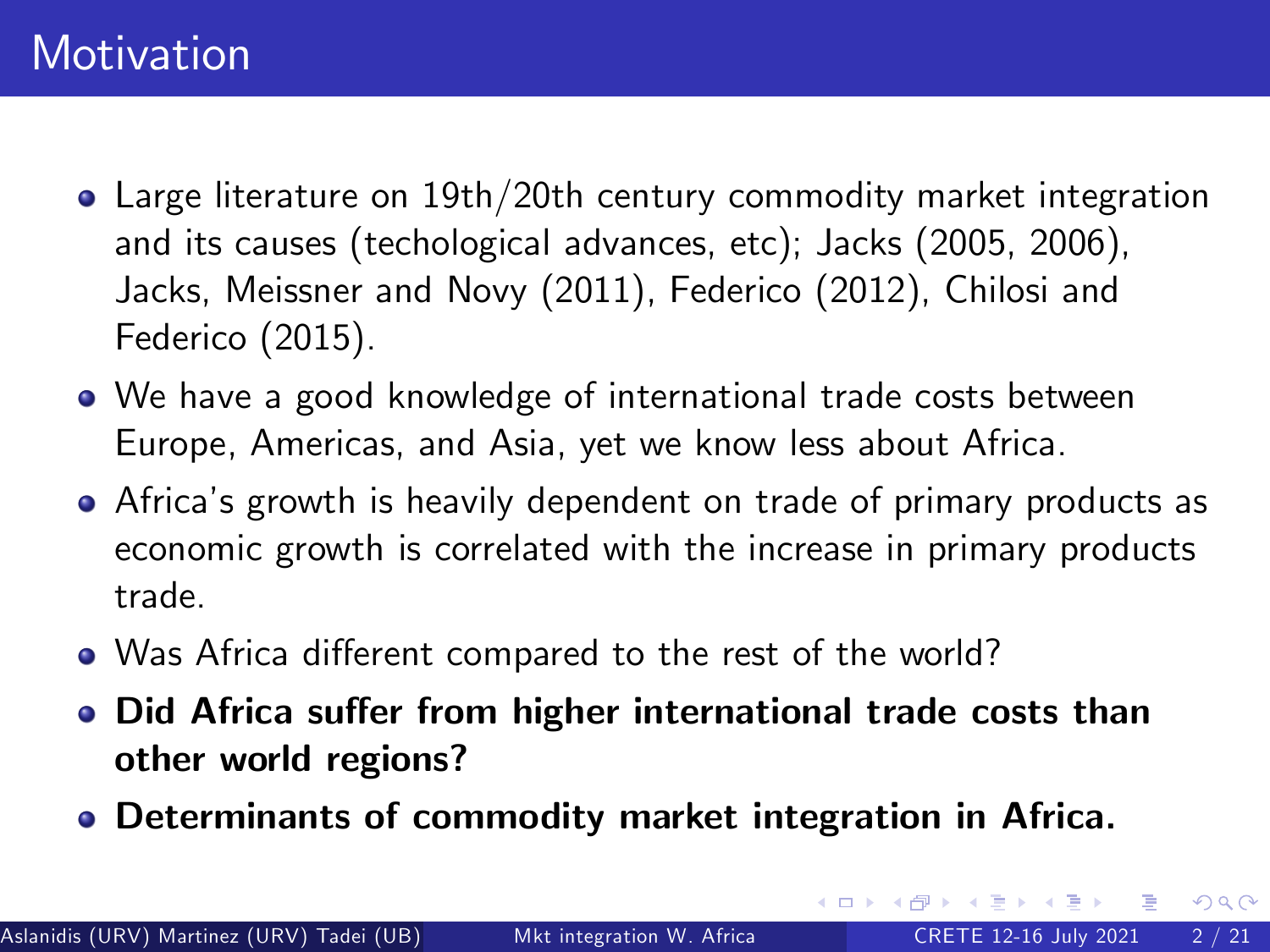# Motivation

- Large literature on 19th/20th century commodity market integration and its causes (techological advances, etc); Jacks (2005, 2006), Jacks, Meissner and Novy (2011), Federico (2012), Chilosi and Federico (2015).
- We have a good knowledge of international trade costs between Europe, Americas, and Asia, yet we know less about Africa.
- Africa's growth is heavily dependent on trade of primary products as economic growth is correlated with the increase in primary products trade.
- Was Africa different compared to the rest of the world?
- **Did Africa suffer from higher international trade costs than other world regions?**
- **Determinants of commodity market integration in Africa.**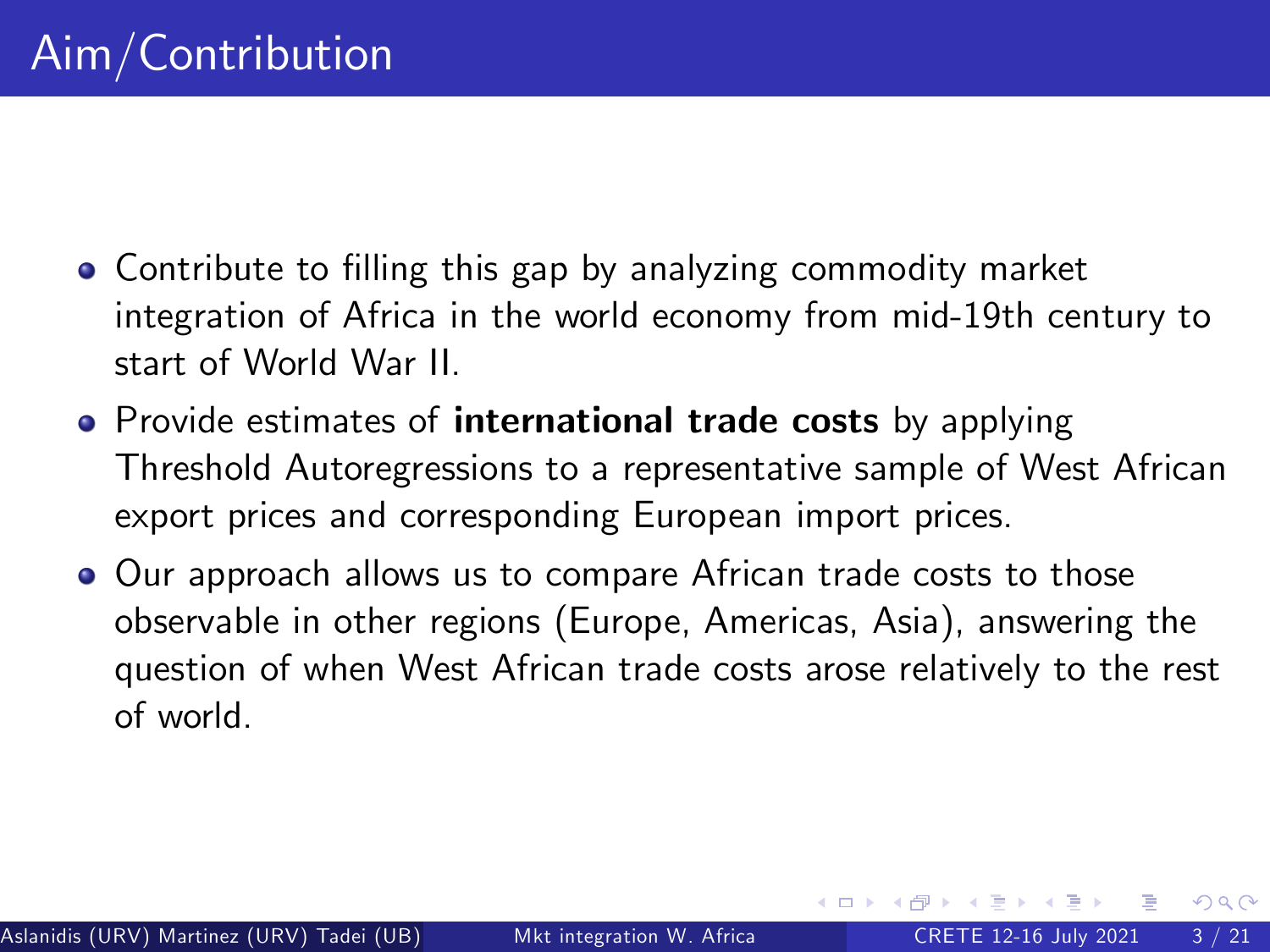# Aim/Contribution

- Contribute to filling this gap by analyzing commodity market integration of Africa in the world economy from mid-19th century to start of World War II.
- Provide estimates of **international trade costs** by applying Threshold Autoregressions to a representative sample of West African export prices and corresponding European import prices.
- Our approach allows us to compare African trade costs to those observable in other regions (Europe, Americas, Asia), answering the question of when West African trade costs arose relatively to the rest of world.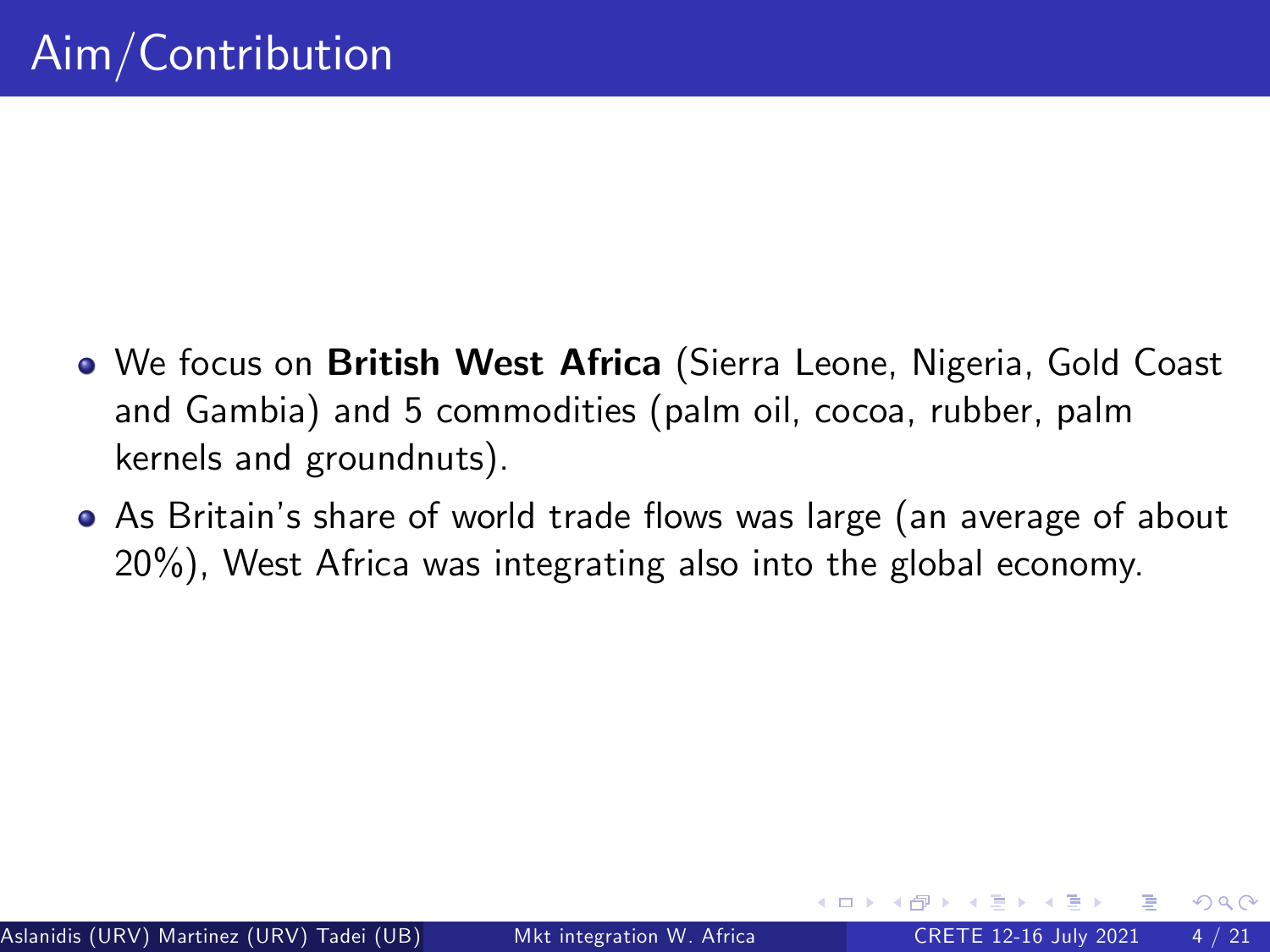# Aim/Contribution

- We focus on **British West Africa** (Sierra Leone, Nigeria, Gold Coast and Gambia) and 5 commodities (palm oil, cocoa, rubber, palm kernels and groundnuts).
- As Britain's share of world trade flows was large (an average of about 20%), West Africa was integrating also into the global economy.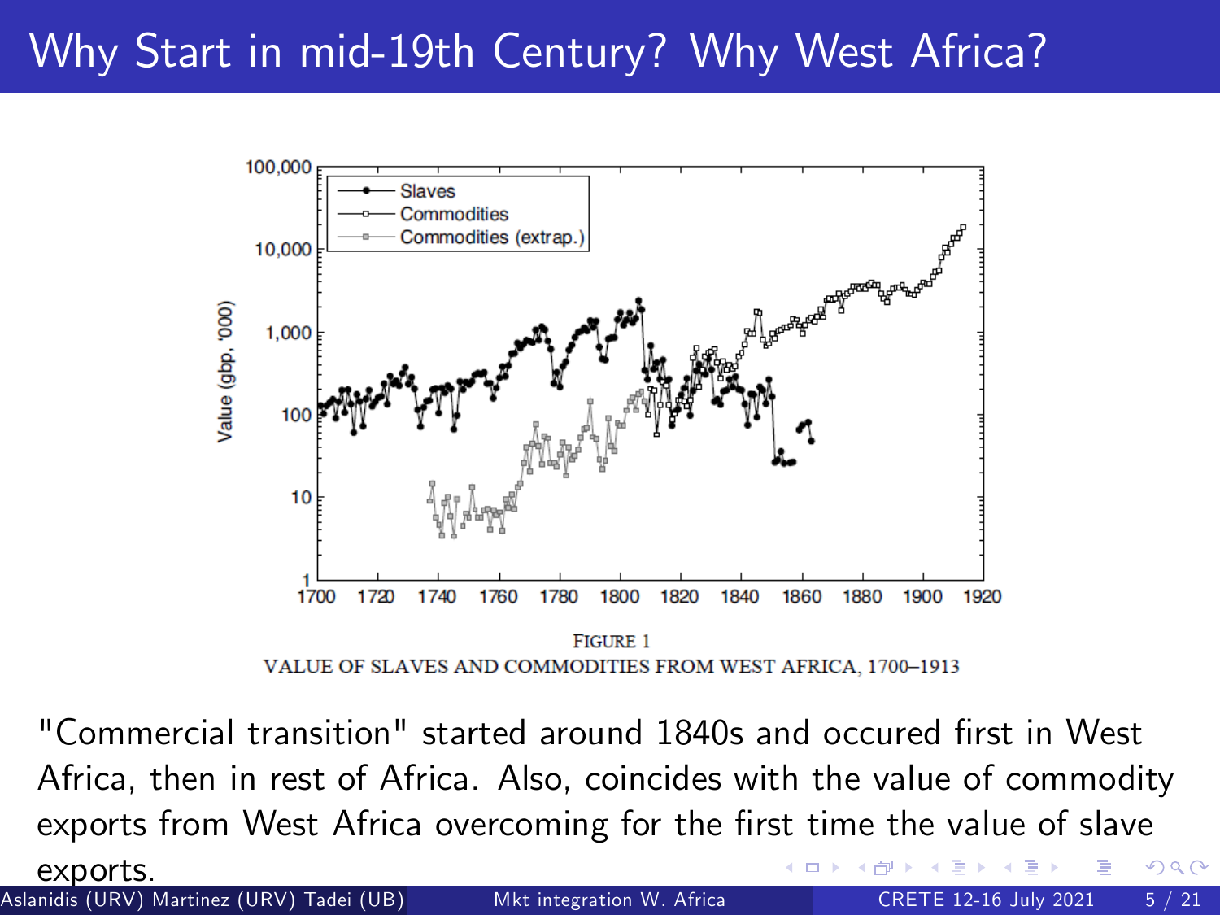# Why Start in mid-19th Century? Why West Africa?

FIGURE 1
VALUE OF SLAVES AND COMMODITIES FROM WEST AFRICA, 1700–1913

"Commercial transition" started around 1840s and occured first in West Africa, then in rest of Africa. Also, coincides with the value of commodity exports from West Africa overcoming for the first time the value of slave exports.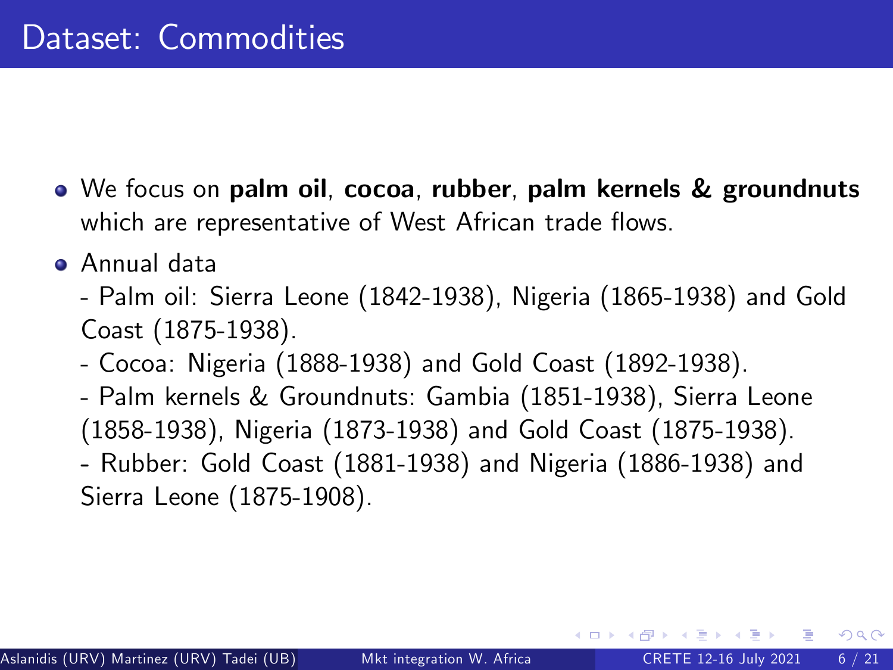# Dataset: Commodities

- We focus on **palm oil**, **cocoa**, **rubber**, **palm kernels & groundnuts** which are representative of West African trade flows.
- Annual data
  - Palm oil: Sierra Leone (1842-1938), Nigeria (1865-1938) and Gold Coast (1875-1938).
  - Cocoa: Nigeria (1888-1938) and Gold Coast (1892-1938).
  - Palm kernels & Groundnuts: Gambia (1851-1938), Sierra Leone (1858-1938), Nigeria (1873-1938) and Gold Coast (1875-1938).
  - Rubber: Gold Coast (1881-1938) and Nigeria (1886-1938) and Sierra Leone (1875-1908).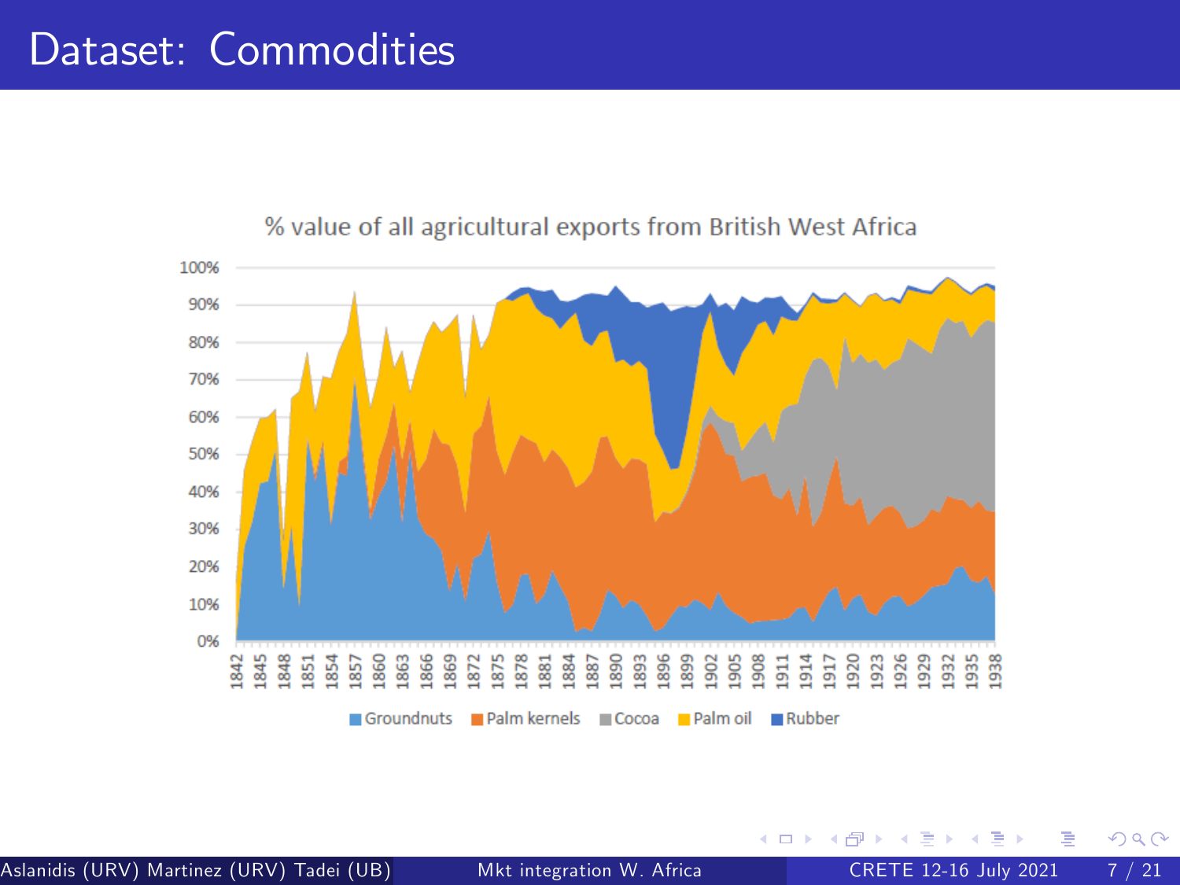# Dataset: Commodities

% value of all agricultural exports from British West Africa

Groundnuts | Palm kernels | Cocoa | Palm oil | Rubber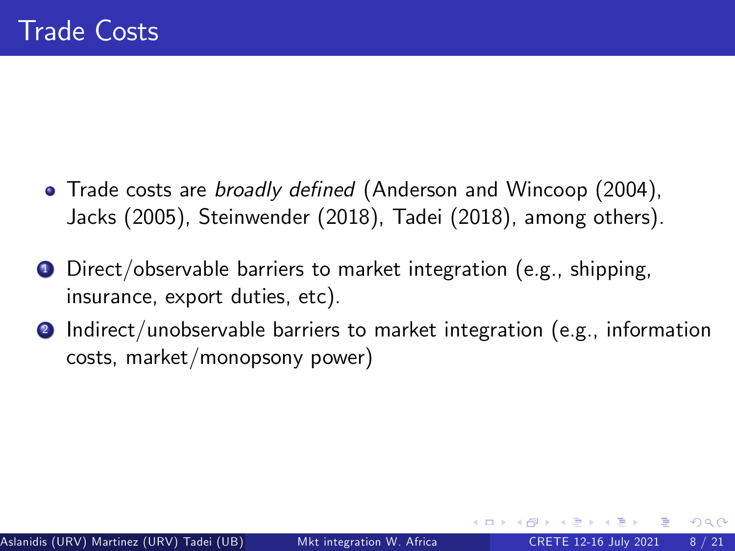# Trade Costs

- Trade costs are *broadly defined* (Anderson and Wincoop (2004), Jacks (2005), Steinwender (2018), Tadei (2018), among others).

1. Direct/observable barriers to market integration (e.g., shipping, insurance, export duties, etc).
2. Indirect/unobservable barriers to market integration (e.g., information costs, market/monopsony power)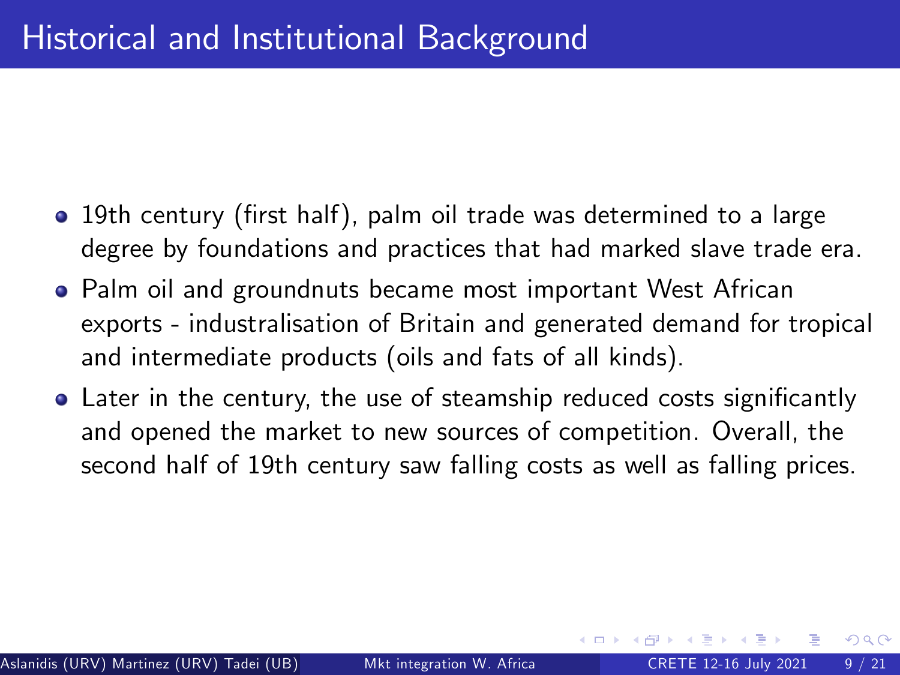# Historical and Institutional Background

- 19th century (first half), palm oil trade was determined to a large degree by foundations and practices that had marked slave trade era.
- Palm oil and groundnuts became most important West African exports - industralisation of Britain and generated demand for tropical and intermediate products (oils and fats of all kinds).
- Later in the century, the use of steamship reduced costs significantly and opened the market to new sources of competition. Overall, the second half of 19th century saw falling costs as well as falling prices.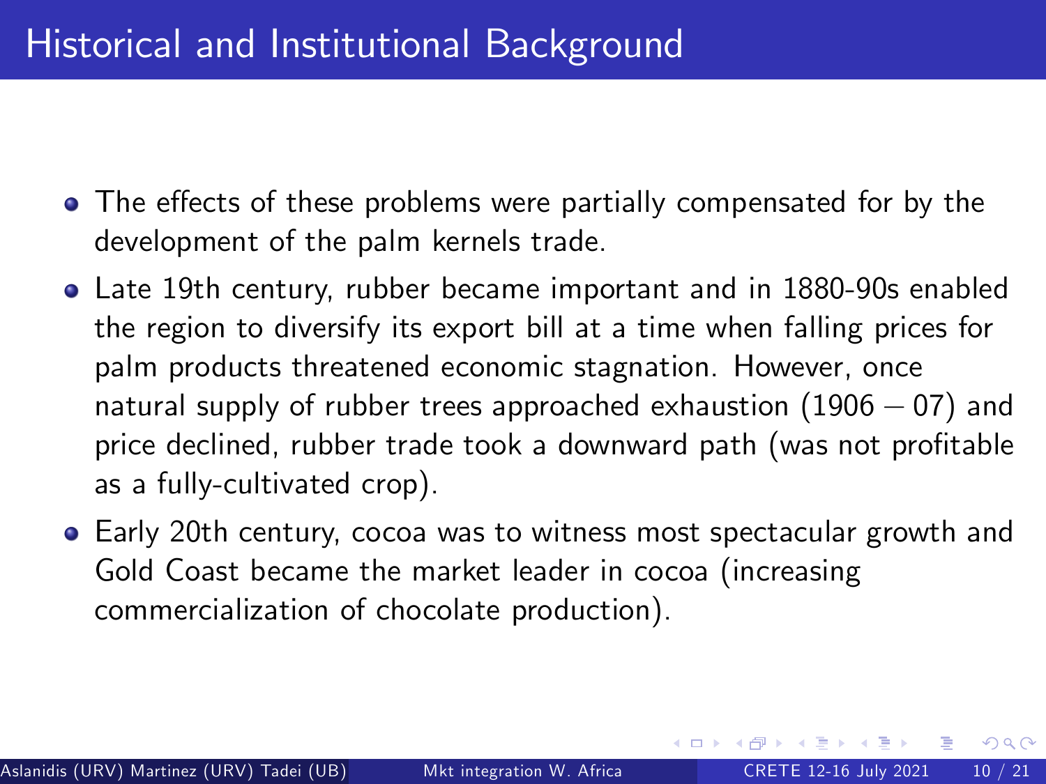# Historical and Institutional Background

- The effects of these problems were partially compensated for by the development of the palm kernels trade.
- Late 19th century, rubber became important and in 1880-90s enabled the region to diversify its export bill at a time when falling prices for palm products threatened economic stagnation. However, once natural supply of rubber trees approached exhaustion $(1906 - 07)$ and price declined, rubber trade took a downward path (was not profitable as a fully-cultivated crop).
- Early 20th century, cocoa was to witness most spectacular growth and Gold Coast became the market leader in cocoa (increasing commercialization of chocolate production).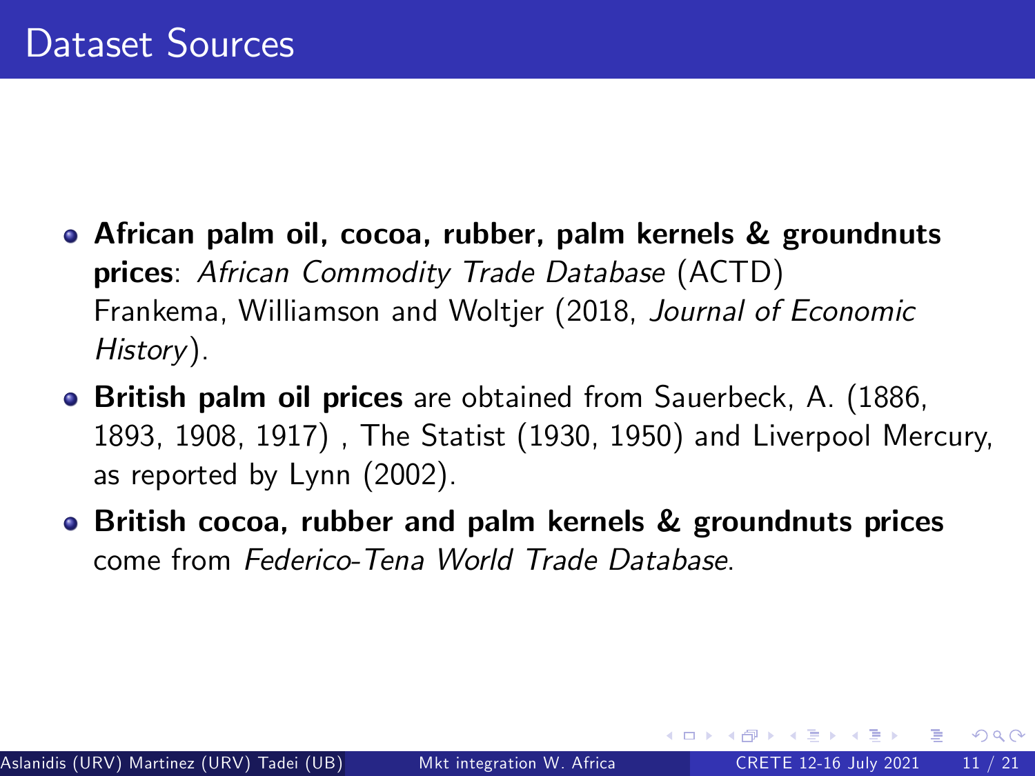# Dataset Sources

- **African palm oil, cocoa, rubber, palm kernels & groundnuts prices**: *African Commodity Trade Database* (ACTD) Frankema, Williamson and Woltjer (2018, *Journal of Economic History*).
- **British palm oil prices** are obtained from Sauerbeck, A. (1886, 1893, 1908, 1917) , The Statist (1930, 1950) and Liverpool Mercury, as reported by Lynn (2002).
- **British cocoa, rubber and palm kernels & groundnuts prices** come from *Federico-Tena World Trade Database*.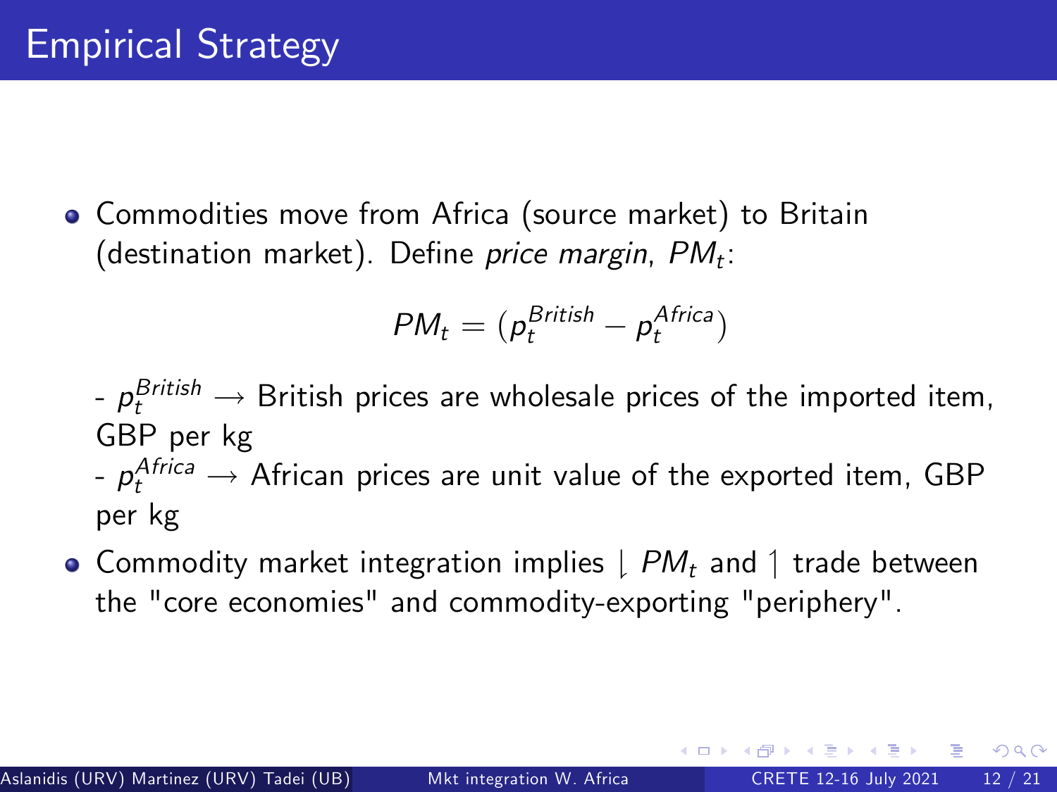# Empirical Strategy

- Commodities move from Africa (source market) to Britain (destination market). Define *price margin*, $PM_t$:

$$PM_t = (p_t^{British} - p_t^{Africa})$$

  - $p_t^{British} \longrightarrow$ British prices are wholesale prices of the imported item, GBP per kg
  - $p_t^{Africa} \longrightarrow$ African prices are unit value of the exported item, GBP per kg

- Commodity market integration implies $\downharpoonleft PM_t$ and $\upharpoonleft$ trade between the "core economies" and commodity-exporting "periphery".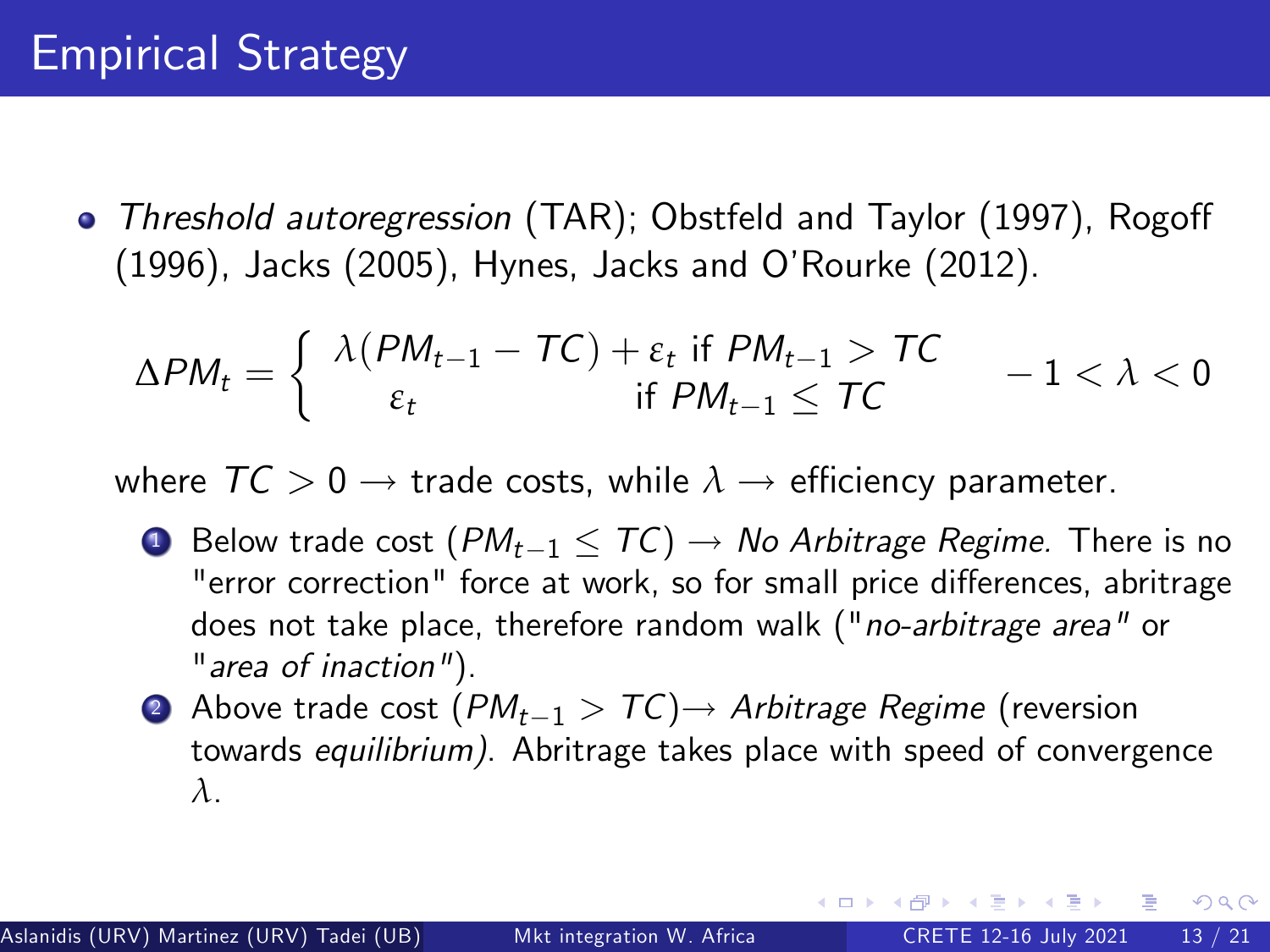# Empirical Strategy

- *Threshold autoregression* (TAR); Obstfeld and Taylor (1997), Rogoff (1996), Jacks (2005), Hynes, Jacks and O'Rourke (2012).

$$\Delta PM_t = \begin{cases} \lambda(PM_{t-1} - TC) + \varepsilon_t \text{ if } PM_{t-1} > TC \\ \varepsilon_t \qquad\qquad\qquad\qquad \text{if } PM_{t-1} \leq TC \end{cases} \quad -1 < \lambda < 0$$

where $TC > 0 \rightarrow$ trade costs, while $\lambda \rightarrow$ efficiency parameter.

1. Below trade cost ($PM_{t-1} \leq TC$) $\rightarrow$ *No Arbitrage Regime.* There is no "error correction" force at work, so for small price differences, abritrage does not take place, therefore random walk ("*no-arbitrage area*" or "*area of inaction*").
2. Above trade cost ($PM_{t-1} > TC$)$\rightarrow$ *Arbitrage Regime* (reversion towards *equilibrium).* Abritrage takes place with speed of convergence $\lambda$.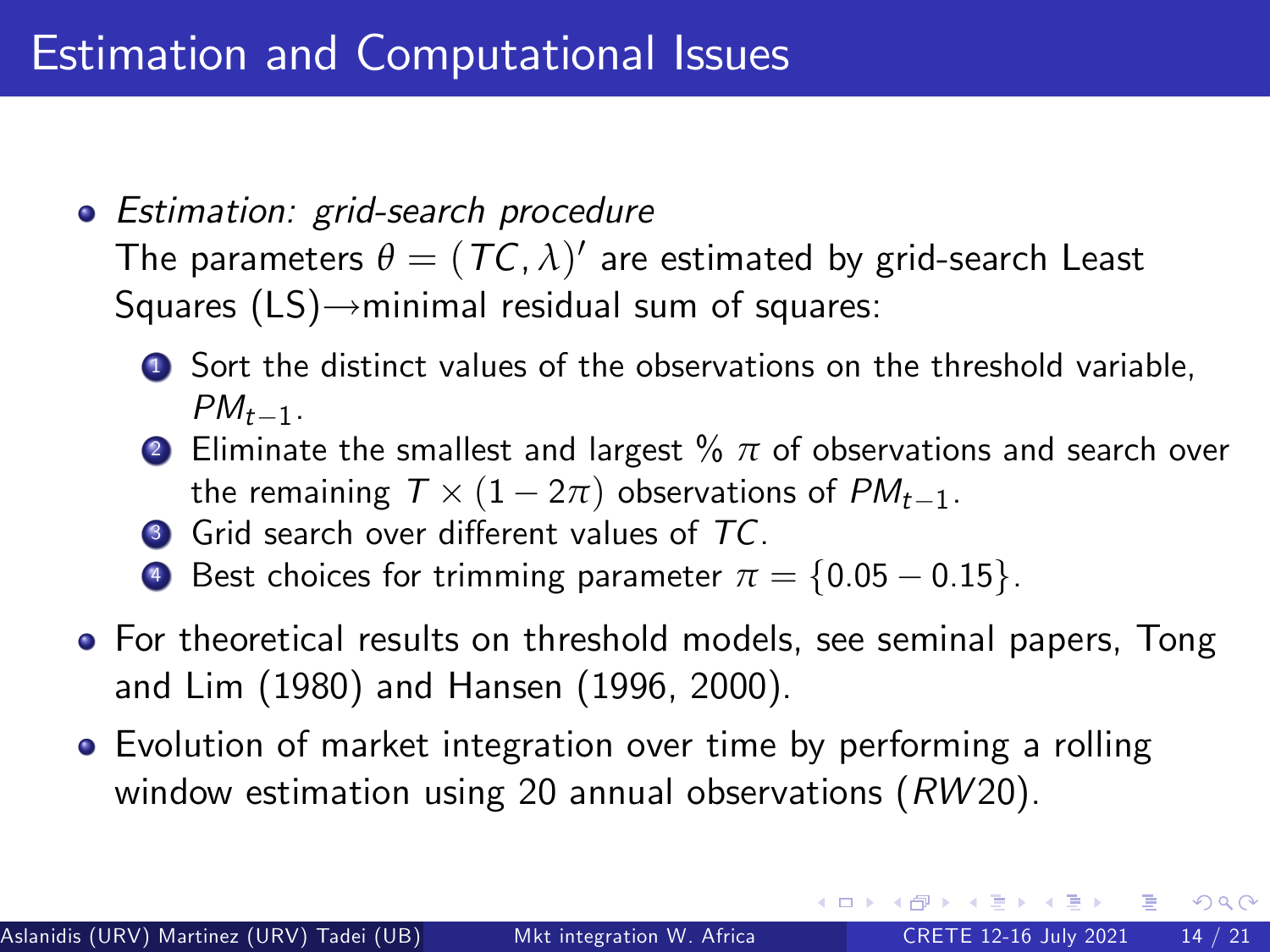# Estimation and Computational Issues

- *Estimation: grid-search procedure*
  The parameters $\theta = (TC, \lambda)'$ are estimated by grid-search Least Squares (LS)→minimal residual sum of squares:
  1. Sort the distinct values of the observations on the threshold variable, $PM_{t-1}$.
  2. Eliminate the smallest and largest % $\pi$ of observations and search over the remaining $T \times (1 - 2\pi)$ observations of $PM_{t-1}$.
  3. Grid search over different values of $TC$.
  4. Best choices for trimming parameter $\pi = \{0.05 - 0.15\}$.
- For theoretical results on threshold models, see seminal papers, Tong and Lim (1980) and Hansen (1996, 2000).
- Evolution of market integration over time by performing a rolling window estimation using 20 annual observations ($RW20$).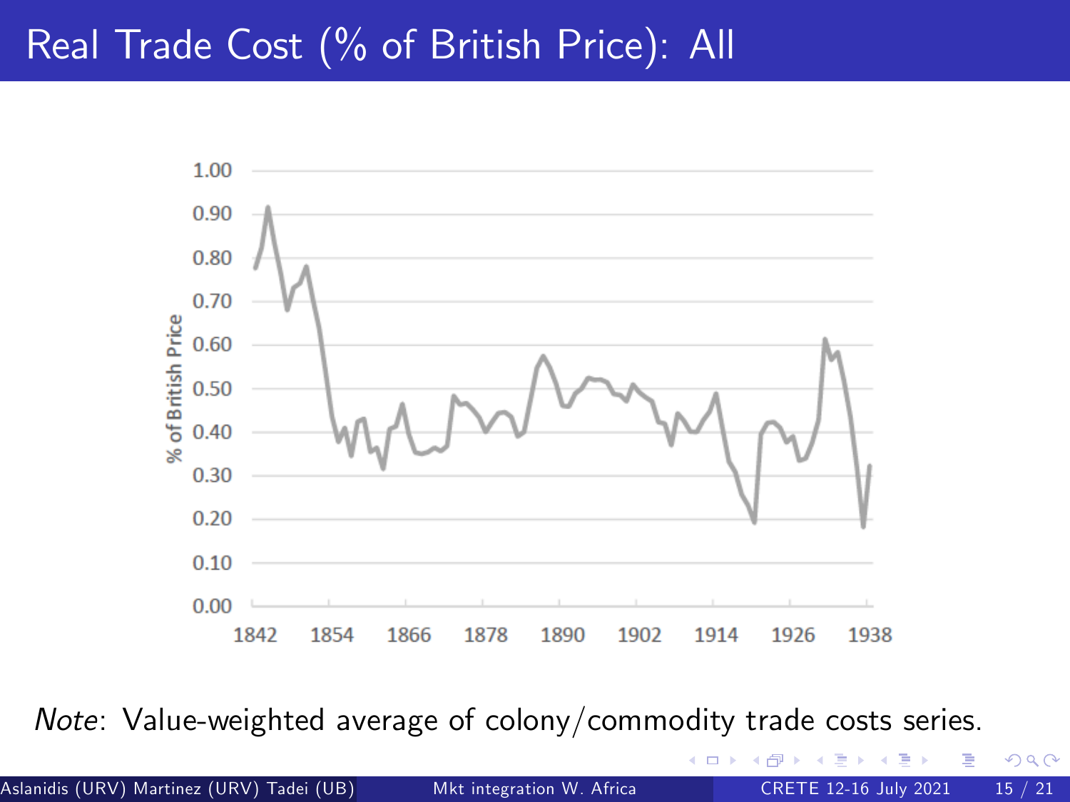# Real Trade Cost (% of British Price): All

*Note*: Value-weighted average of colony/commodity trade costs series.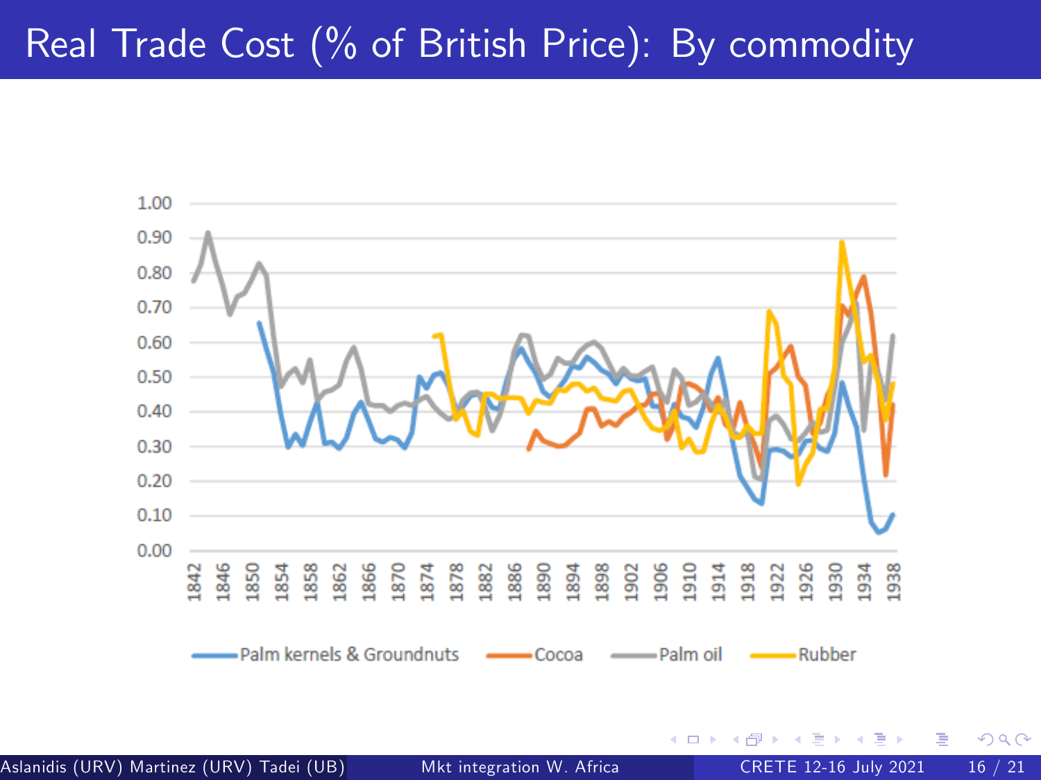# Real Trade Cost (% of British Price): By commodity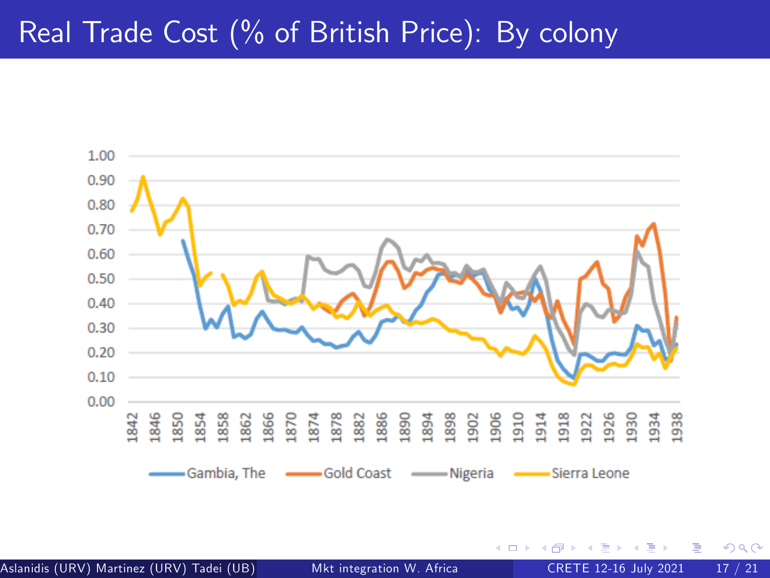# Real Trade Cost (% of British Price): By colony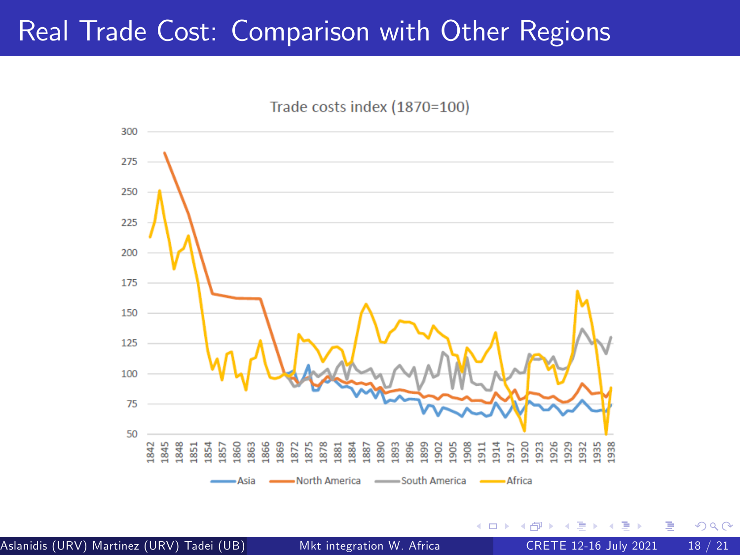# Real Trade Cost: Comparison with Other Regions

Trade costs index (1870=100)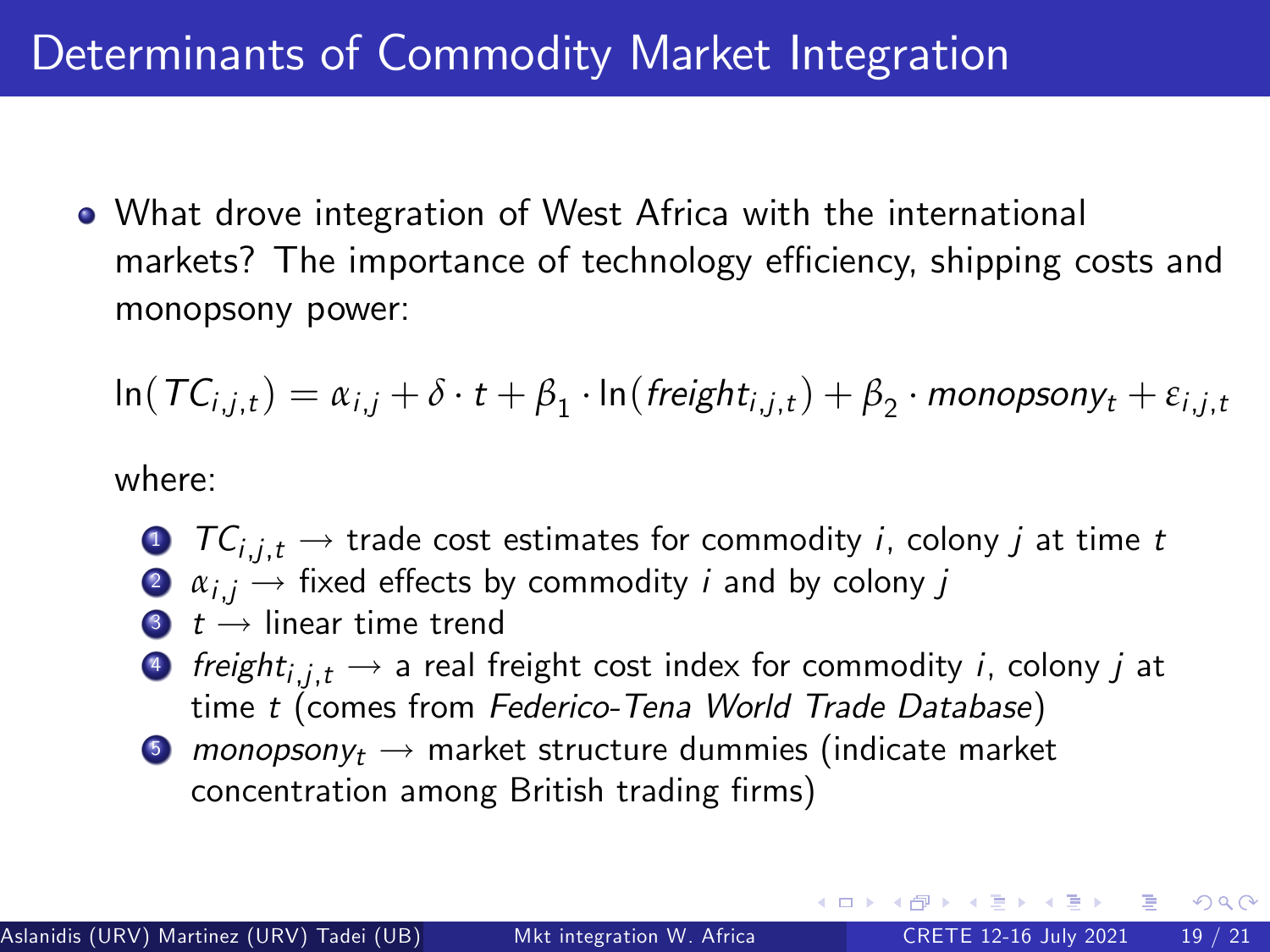# Determinants of Commodity Market Integration

- What drove integration of West Africa with the international markets? The importance of technology efficiency, shipping costs and monopsony power:

  $$\ln(TC_{i,j,t}) = \alpha_{i,j} + \delta \cdot t + \beta_1 \cdot \ln(freight_{i,j,t}) + \beta_2 \cdot monopsony_t + \varepsilon_{i,j,t}$$

  where:

  1. $TC_{i,j,t} \rightarrow$ trade cost estimates for commodity $i$, colony $j$ at time $t$
  2. $\alpha_{i,j} \rightarrow$ fixed effects by commodity $i$ and by colony $j$
  3. $t \rightarrow$ linear time trend
  4. $freight_{i,j,t} \rightarrow$ a real freight cost index for commodity $i$, colony $j$ at time $t$ (comes from *Federico-Tena World Trade Database*)
  5. $monopsony_t \rightarrow$ market structure dummies (indicate market concentration among British trading firms)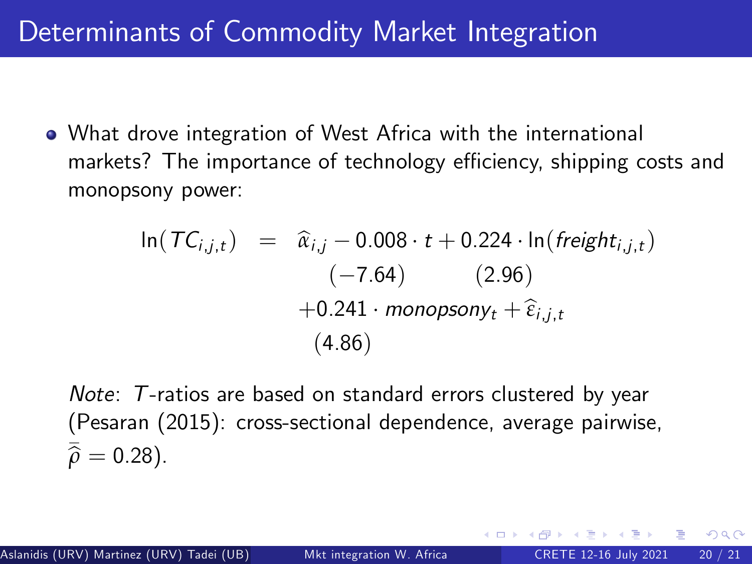# Determinants of Commodity Market Integration

- What drove integration of West Africa with the international markets? The importance of technology efficiency, shipping costs and monopsony power:

$$
\begin{aligned}
\ln(TC_{i,j,t}) \;=\; & \widehat{\alpha}_{i,j} \underset{(-7.64)}{-0.008} \cdot t + \underset{(2.96)}{0.224} \cdot \ln(freight_{i,j,t}) \\
& + \underset{(4.86)}{0.241} \cdot monopsony_t + \widehat{\varepsilon}_{i,j,t}
\end{aligned}
$$

*Note*: $T$-ratios are based on standard errors clustered by year (Pesaran (2015): cross-sectional dependence, average pairwise, $\bar{\widehat{\rho}} = 0.28$).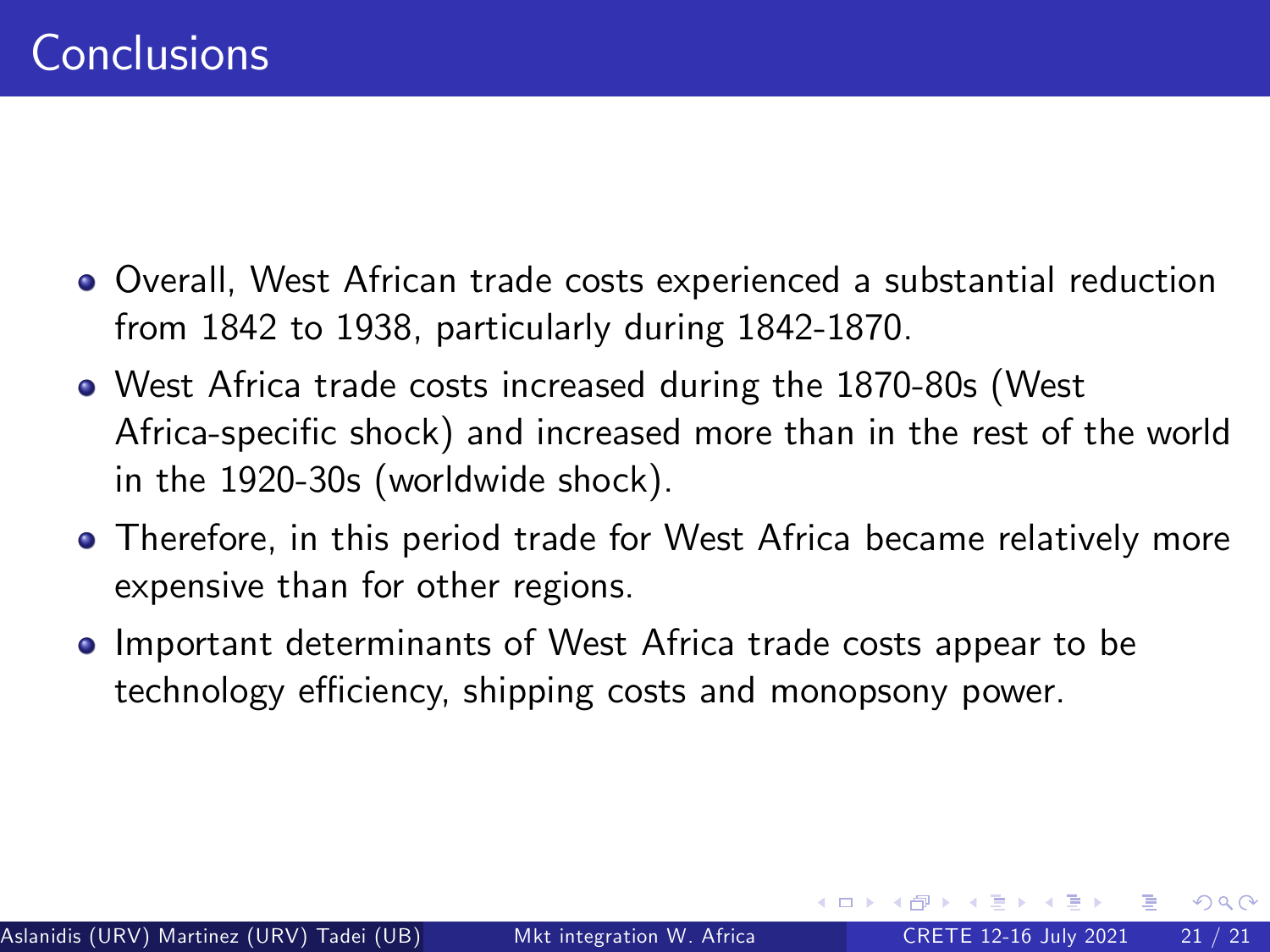# Conclusions

- Overall, West African trade costs experienced a substantial reduction from 1842 to 1938, particularly during 1842-1870.
- West Africa trade costs increased during the 1870-80s (West Africa-specific shock) and increased more than in the rest of the world in the 1920-30s (worldwide shock).
- Therefore, in this period trade for West Africa became relatively more expensive than for other regions.
- Important determinants of West Africa trade costs appear to be technology efficiency, shipping costs and monopsony power.